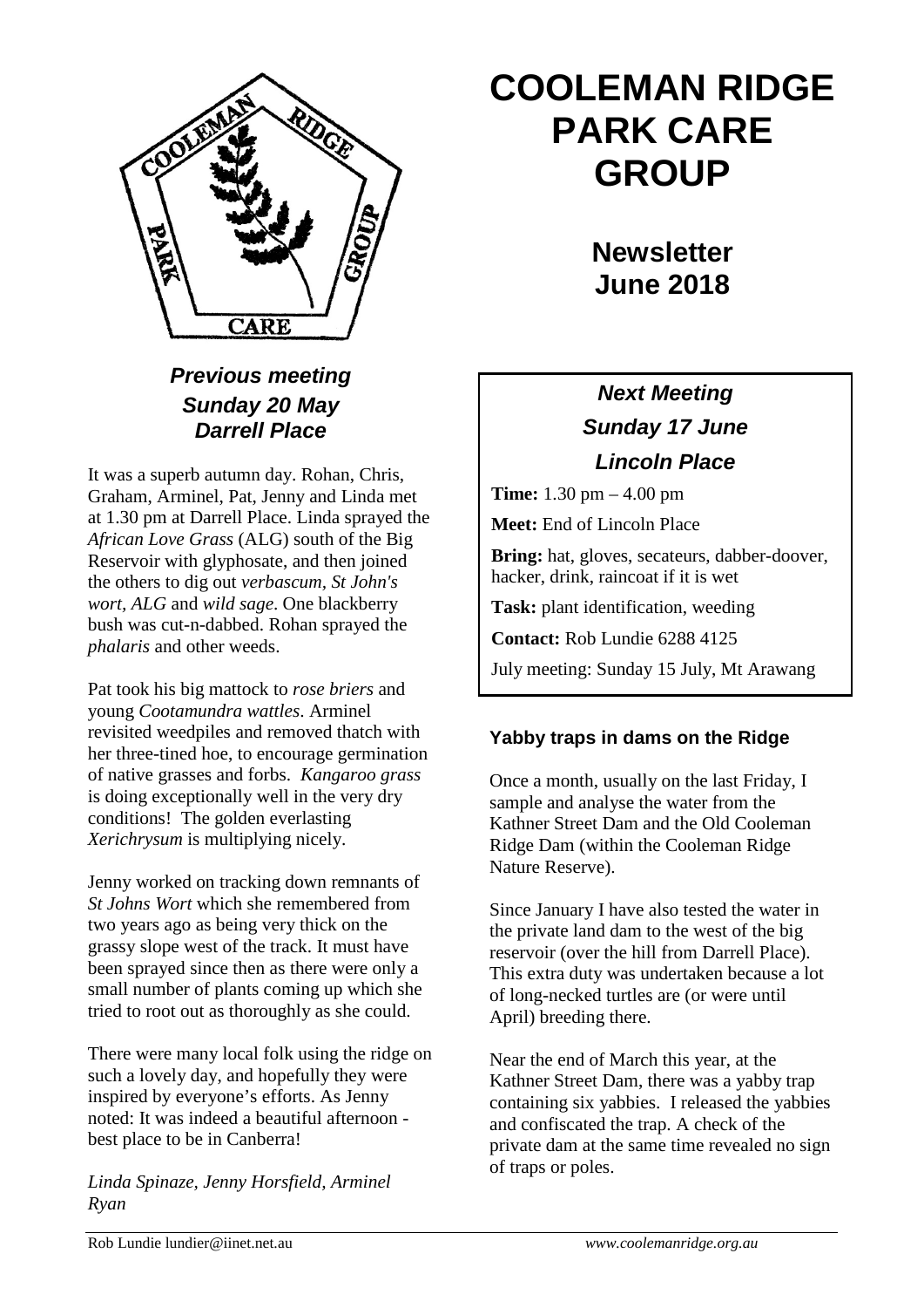# COOLEMAN RIDGE PARK CARE GROUP

## Newsletter
## June 2018

### *Previous meeting*
### *Sunday 20 May*
### *Darrell Place*

It was a superb autumn day. Rohan, Chris, Graham, Arminel, Pat, Jenny and Linda met at 1.30 pm at Darrell Place. Linda sprayed the *African Love Grass* (ALG) south of the Big Reservoir with glyphosate, and then joined the others to dig out *verbascum, St John's wort, ALG* and *wild sage*. One blackberry bush was cut-n-dabbed. Rohan sprayed the *phalaris* and other weeds.

Pat took his big mattock to *rose briers* and young *Cootamundra wattles*. Arminel revisited weedpiles and removed thatch with her three-tined hoe, to encourage germination of native grasses and forbs. *Kangaroo grass* is doing exceptionally well in the very dry conditions! The golden everlasting *Xerichrysum* is multiplying nicely.

Jenny worked on tracking down remnants of *St Johns Wort* which she remembered from two years ago as being very thick on the grassy slope west of the track. It must have been sprayed since then as there were only a small number of plants coming up which she tried to root out as thoroughly as she could.

There were many local folk using the ridge on such a lovely day, and hopefully they were inspired by everyone's efforts. As Jenny noted: It was indeed a beautiful afternoon - best place to be in Canberra!

*Linda Spinaze, Jenny Horsfield, Arminel Ryan*

### *Next Meeting*
### *Sunday 17 June*
### *Lincoln Place*

**Time:** 1.30 pm – 4.00 pm

**Meet:** End of Lincoln Place

**Bring:** hat, gloves, secateurs, dabber-doover, hacker, drink, raincoat if it is wet

**Task:** plant identification, weeding

**Contact:** Rob Lundie 6288 4125

July meeting: Sunday 15 July, Mt Arawang

### Yabby traps in dams on the Ridge

Once a month, usually on the last Friday, I sample and analyse the water from the Kathner Street Dam and the Old Cooleman Ridge Dam (within the Cooleman Ridge Nature Reserve).

Since January I have also tested the water in the private land dam to the west of the big reservoir (over the hill from Darrell Place). This extra duty was undertaken because a lot of long-necked turtles are (or were until April) breeding there.

Near the end of March this year, at the Kathner Street Dam, there was a yabby trap containing six yabbies. I released the yabbies and confiscated the trap. A check of the private dam at the same time revealed no sign of traps or poles.

Rob Lundie lundier@iinet.net.au www.coolemanridge.org.au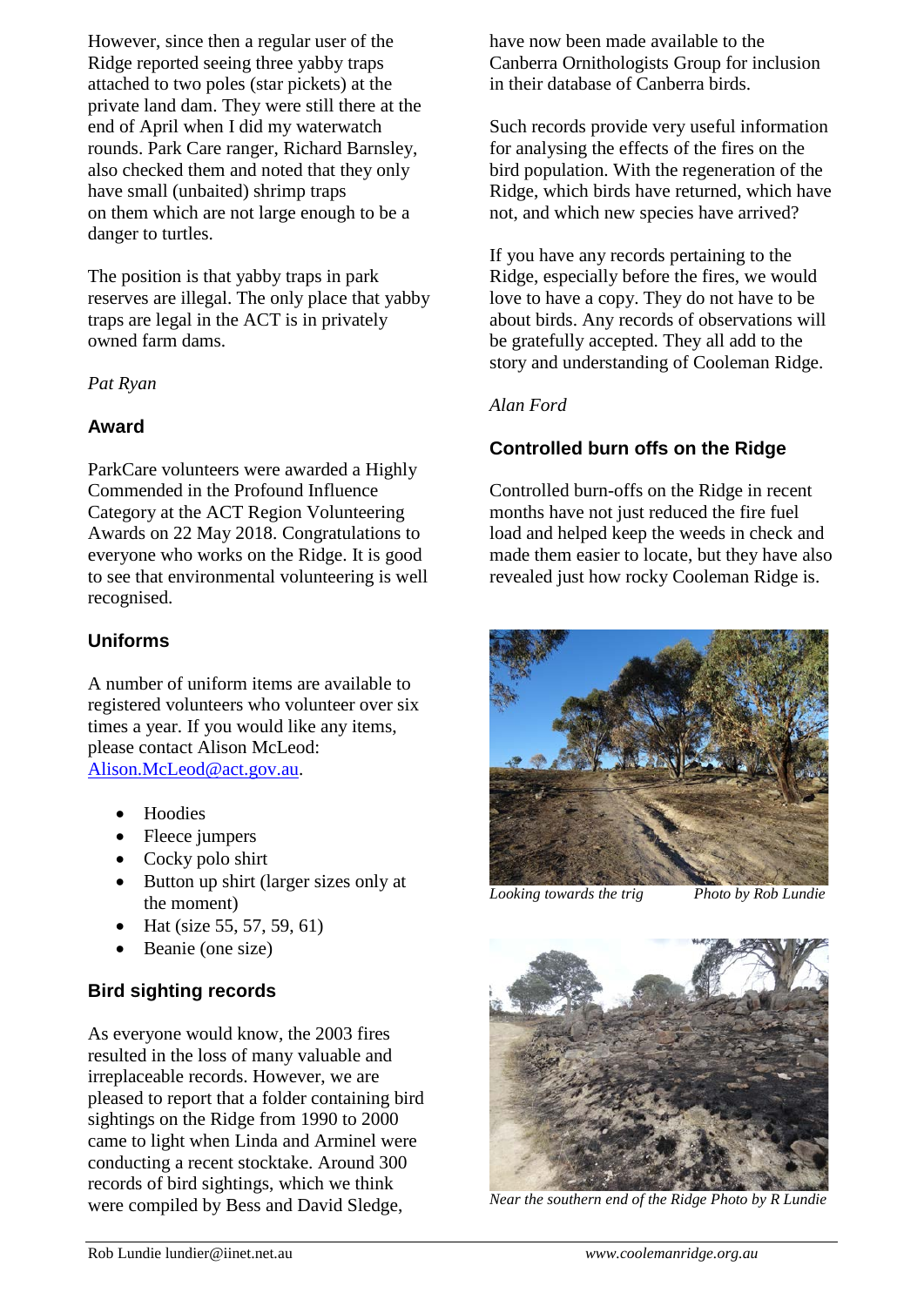However, since then a regular user of the Ridge reported seeing three yabby traps attached to two poles (star pickets) at the private land dam. They were still there at the end of April when I did my waterwatch rounds. Park Care ranger, Richard Barnsley, also checked them and noted that they only have small (unbaited) shrimp traps on them which are not large enough to be a danger to turtles.

The position is that yabby traps in park reserves are illegal. The only place that yabby traps are legal in the ACT is in privately owned farm dams.

*Pat Ryan*

### Award

ParkCare volunteers were awarded a Highly Commended in the Profound Influence Category at the ACT Region Volunteering Awards on 22 May 2018. Congratulations to everyone who works on the Ridge. It is good to see that environmental volunteering is well recognised.

### Uniforms

A number of uniform items are available to registered volunteers who volunteer over six times a year. If you would like any items, please contact Alison McLeod: Alison.McLeod@act.gov.au.

- Hoodies
- Fleece jumpers
- Cocky polo shirt
- Button up shirt (larger sizes only at the moment)
- Hat (size 55, 57, 59, 61)
- Beanie (one size)

### Bird sighting records

As everyone would know, the 2003 fires resulted in the loss of many valuable and irreplaceable records. However, we are pleased to report that a folder containing bird sightings on the Ridge from 1990 to 2000 came to light when Linda and Arminel were conducting a recent stocktake. Around 300 records of bird sightings, which we think were compiled by Bess and David Sledge, have now been made available to the Canberra Ornithologists Group for inclusion in their database of Canberra birds.

Such records provide very useful information for analysing the effects of the fires on the bird population. With the regeneration of the Ridge, which birds have returned, which have not, and which new species have arrived?

If you have any records pertaining to the Ridge, especially before the fires, we would love to have a copy. They do not have to be about birds. Any records of observations will be gratefully accepted. They all add to the story and understanding of Cooleman Ridge.

*Alan Ford*

### Controlled burn offs on the Ridge

Controlled burn-offs on the Ridge in recent months have not just reduced the fire fuel load and helped keep the weeds in check and made them easier to locate, but they have also revealed just how rocky Cooleman Ridge is.

*Looking towards the trig* *Photo by Rob Lundie*

*Near the southern end of the Ridge Photo by R Lundie*